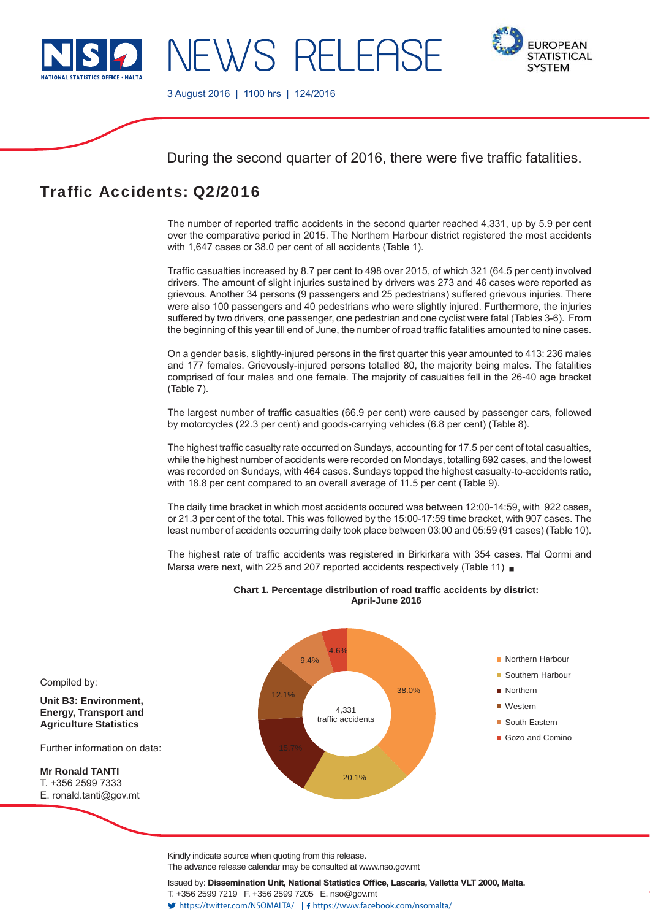# NEWS RELEASE

3 August 2016 | 1100 hrs | 124/2016

During the second quarter of 2016, there were five traffic fatalities.

## Traffic Accidents: Q2/2016

The number of reported traffic accidents in the second quarter reached 4,331, up by 5.9 per cent over the comparative period in 2015. The Northern Harbour district registered the most accidents with 1,647 cases or 38.0 per cent of all accidents (Table 1).

Traffic casualties increased by 8.7 per cent to 498 over 2015, of which 321 (64.5 per cent) involved drivers. The amount of slight injuries sustained by drivers was 273 and 46 cases were reported as grievous. Another 34 persons (9 passengers and 25 pedestrians) suffered grievous injuries. There were also 100 passengers and 40 pedestrians who were slightly injured. Furthermore, the injuries suffered by two drivers, one passenger, one pedestrian and one cyclist were fatal (Tables 3-6). From the beginning of this year till end of June, the number of road traffic fatalities amounted to nine cases.

On a gender basis, slightly-injured persons in the first quarter this year amounted to 413: 236 males and 177 females. Grievously-injured persons totalled 80, the majority being males. The fatalities comprised of four males and one female. The majority of casualties fell in the 26-40 age bracket (Table 7).

The largest number of traffic casualties (66.9 per cent) were caused by passenger cars, followed by motorcycles (22.3 per cent) and goods-carrying vehicles (6.8 per cent) (Table 8).

The highest traffic casualty rate occurred on Sundays, accounting for 17.5 per cent of total casualties, while the highest number of accidents were recorded on Mondays, totalling 692 cases, and the lowest was recorded on Sundays, with 464 cases. Sundays topped the highest casualty-to-accidents ratio, with 18.8 per cent compared to an overall average of 11.5 per cent (Table 9).

The daily time bracket in which most accidents occured was between 12:00-14:59, with 922 cases, or 21.3 per cent of the total. This was followed by the 15:00-17:59 time bracket, with 907 cases. The least number of accidents occurring daily took place between 03:00 and 05:59 (91 cases) (Table 10).

The highest rate of traffic accidents was registered in Birkirkara with 354 cases. Ħal Qormi and Marsa were next, with 225 and 207 reported accidents respectively (Table 11) ■

**Chart 1. Percentage distribution of road traffic accidents by district: April-June 2016**

4,331 traffic accidents

| District | Per cent |
|---|---|
| Northern Harbour | 38.0% |
| Southern Harbour | 20.1% |
| Northern | 15.7% |
| Western | 12.1% |
| South Eastern | 9.4% |
| Gozo and Comino | 4.6% |

Compiled by:

**Unit B3: Environment, Energy, Transport and Agriculture Statistics**

Further information on data:

**Mr Ronald TANTI**
T. +356 2599 7333
E. ronald.tanti@gov.mt

Kindly indicate source when quoting from this release.
The advance release calendar may be consulted at www.nso.gov.mt

Issued by: **Dissemination Unit, National Statistics Office, Lascaris, Valletta VLT 2000, Malta.**
T. +356 2599 7219 F. +356 2599 7205 E. nso@gov.mt
https://twitter.com/NSOMALTA/ | https://www.facebook.com/nsomalta/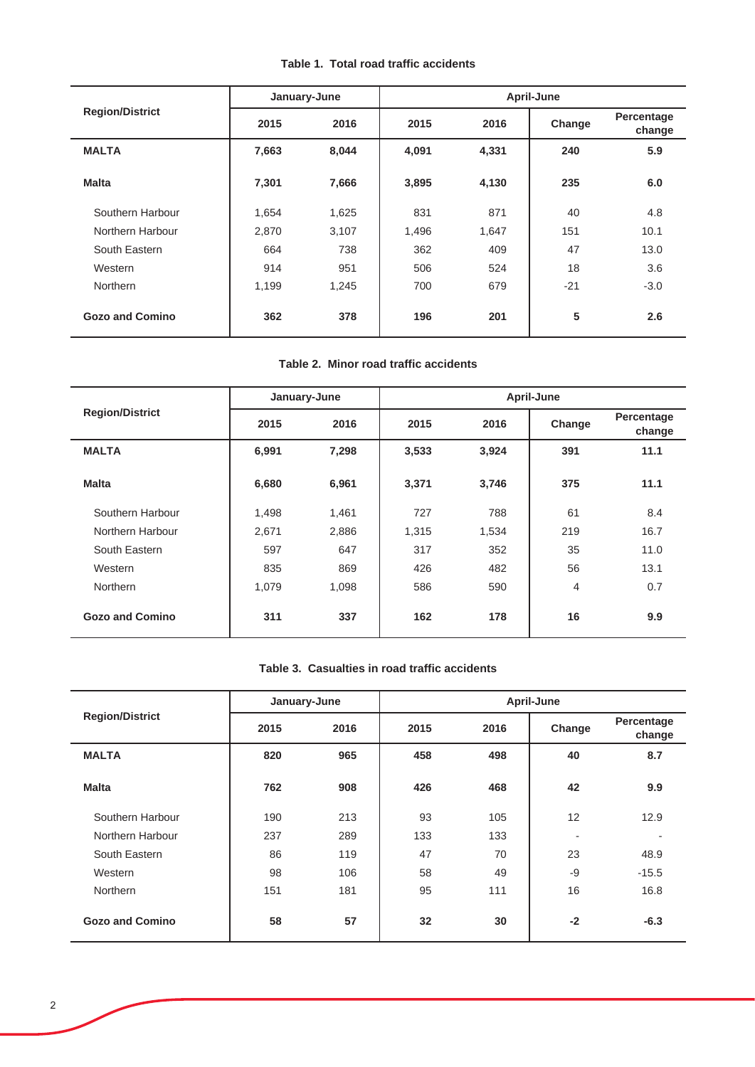**Table 1. Total road traffic accidents**

| Region/District | January-June | | April-June | | | |
|---|---|---|---|---|---|---|
| | 2015 | 2016 | 2015 | 2016 | Change | Percentage change |
| **MALTA** | **7,663** | **8,044** | **4,091** | **4,331** | **240** | **5.9** |
| **Malta** | **7,301** | **7,666** | **3,895** | **4,130** | **235** | **6.0** |
| Southern Harbour | 1,654 | 1,625 | 831 | 871 | 40 | 4.8 |
| Northern Harbour | 2,870 | 3,107 | 1,496 | 1,647 | 151 | 10.1 |
| South Eastern | 664 | 738 | 362 | 409 | 47 | 13.0 |
| Western | 914 | 951 | 506 | 524 | 18 | 3.6 |
| Northern | 1,199 | 1,245 | 700 | 679 | -21 | -3.0 |
| **Gozo and Comino** | **362** | **378** | **196** | **201** | **5** | **2.6** |

**Table 2. Minor road traffic accidents**

| Region/District | January-June | | April-June | | | |
|---|---|---|---|---|---|---|
| | 2015 | 2016 | 2015 | 2016 | Change | Percentage change |
| **MALTA** | **6,991** | **7,298** | **3,533** | **3,924** | **391** | **11.1** |
| **Malta** | **6,680** | **6,961** | **3,371** | **3,746** | **375** | **11.1** |
| Southern Harbour | 1,498 | 1,461 | 727 | 788 | 61 | 8.4 |
| Northern Harbour | 2,671 | 2,886 | 1,315 | 1,534 | 219 | 16.7 |
| South Eastern | 597 | 647 | 317 | 352 | 35 | 11.0 |
| Western | 835 | 869 | 426 | 482 | 56 | 13.1 |
| Northern | 1,079 | 1,098 | 586 | 590 | 4 | 0.7 |
| **Gozo and Comino** | **311** | **337** | **162** | **178** | **16** | **9.9** |

**Table 3. Casualties in road traffic accidents**

| Region/District | January-June | | April-June | | | |
|---|---|---|---|---|---|---|
| | 2015 | 2016 | 2015 | 2016 | Change | Percentage change |
| **MALTA** | **820** | **965** | **458** | **498** | **40** | **8.7** |
| **Malta** | **762** | **908** | **426** | **468** | **42** | **9.9** |
| Southern Harbour | 190 | 213 | 93 | 105 | 12 | 12.9 |
| Northern Harbour | 237 | 289 | 133 | 133 | - | - |
| South Eastern | 86 | 119 | 47 | 70 | 23 | 48.9 |
| Western | 98 | 106 | 58 | 49 | -9 | -15.5 |
| Northern | 151 | 181 | 95 | 111 | 16 | 16.8 |
| **Gozo and Comino** | **58** | **57** | **32** | **30** | **-2** | **-6.3** |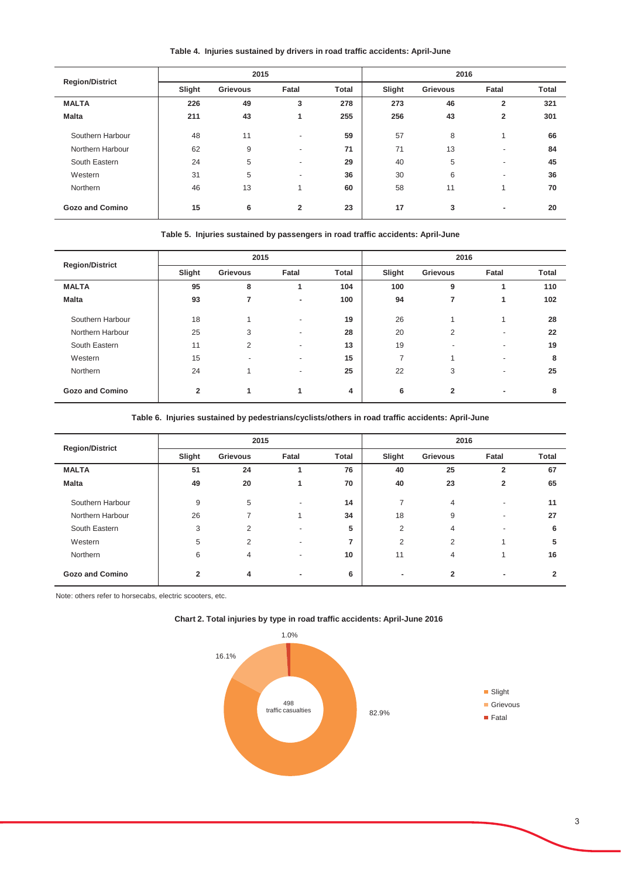**Table 4. Injuries sustained by drivers in road traffic accidents: April-June**

| Region/District | 2015 | | | | 2016 | | | |
|---|---|---|---|---|---|---|---|---|
| | Slight | Grievous | Fatal | Total | Slight | Grievous | Fatal | Total |
| **MALTA** | **226** | **49** | **3** | **278** | **273** | **46** | **2** | **321** |
| **Malta** | **211** | **43** | **1** | **255** | **256** | **43** | **2** | **301** |
| Southern Harbour | 48 | 11 | - | **59** | 57 | 8 | 1 | **66** |
| Northern Harbour | 62 | 9 | - | **71** | 71 | 13 | - | **84** |
| South Eastern | 24 | 5 | - | **29** | 40 | 5 | - | **45** |
| Western | 31 | 5 | - | **36** | 30 | 6 | - | **36** |
| Northern | 46 | 13 | 1 | **60** | 58 | 11 | 1 | **70** |
| **Gozo and Comino** | **15** | **6** | **2** | **23** | **17** | **3** | **-** | **20** |

**Table 5. Injuries sustained by passengers in road traffic accidents: April-June**

| Region/District | 2015 | | | | 2016 | | | |
|---|---|---|---|---|---|---|---|---|
| | Slight | Grievous | Fatal | Total | Slight | Grievous | Fatal | Total |
| **MALTA** | **95** | **8** | **1** | **104** | **100** | **9** | **1** | **110** |
| **Malta** | **93** | **7** | **-** | **100** | **94** | **7** | **1** | **102** |
| Southern Harbour | 18 | 1 | - | **19** | 26 | 1 | 1 | **28** |
| Northern Harbour | 25 | 3 | - | **28** | 20 | 2 | - | **22** |
| South Eastern | 11 | 2 | - | **13** | 19 | - | - | **19** |
| Western | 15 | - | - | **15** | 7 | 1 | - | **8** |
| Northern | 24 | 1 | - | **25** | 22 | 3 | - | **25** |
| **Gozo and Comino** | **2** | **1** | **1** | **4** | **6** | **2** | **-** | **8** |

**Table 6. Injuries sustained by pedestrians/cyclists/others in road traffic accidents: April-June**

| Region/District | 2015 | | | | 2016 | | | |
|---|---|---|---|---|---|---|---|---|
| | Slight | Grievous | Fatal | Total | Slight | Grievous | Fatal | Total |
| **MALTA** | **51** | **24** | **1** | **76** | **40** | **25** | **2** | **67** |
| **Malta** | **49** | **20** | **1** | **70** | **40** | **23** | **2** | **65** |
| Southern Harbour | 9 | 5 | - | **14** | 7 | 4 | - | **11** |
| Northern Harbour | 26 | 7 | 1 | **34** | 18 | 9 | - | **27** |
| South Eastern | 3 | 2 | - | **5** | 2 | 4 | - | **6** |
| Western | 5 | 2 | - | **7** | 2 | 2 | 1 | **5** |
| Northern | 6 | 4 | - | **10** | 11 | 4 | 1 | **16** |
| **Gozo and Comino** | **2** | **4** | **-** | **6** | **-** | **2** | **-** | **2** |

Note: others refer to horsecabs, electric scooters, etc.

**Chart 2. Total injuries by type in road traffic accidents: April-June 2016**

498 traffic casualties

- Slight: 82.9%
- Grievous: 16.1%
- Fatal: 1.0%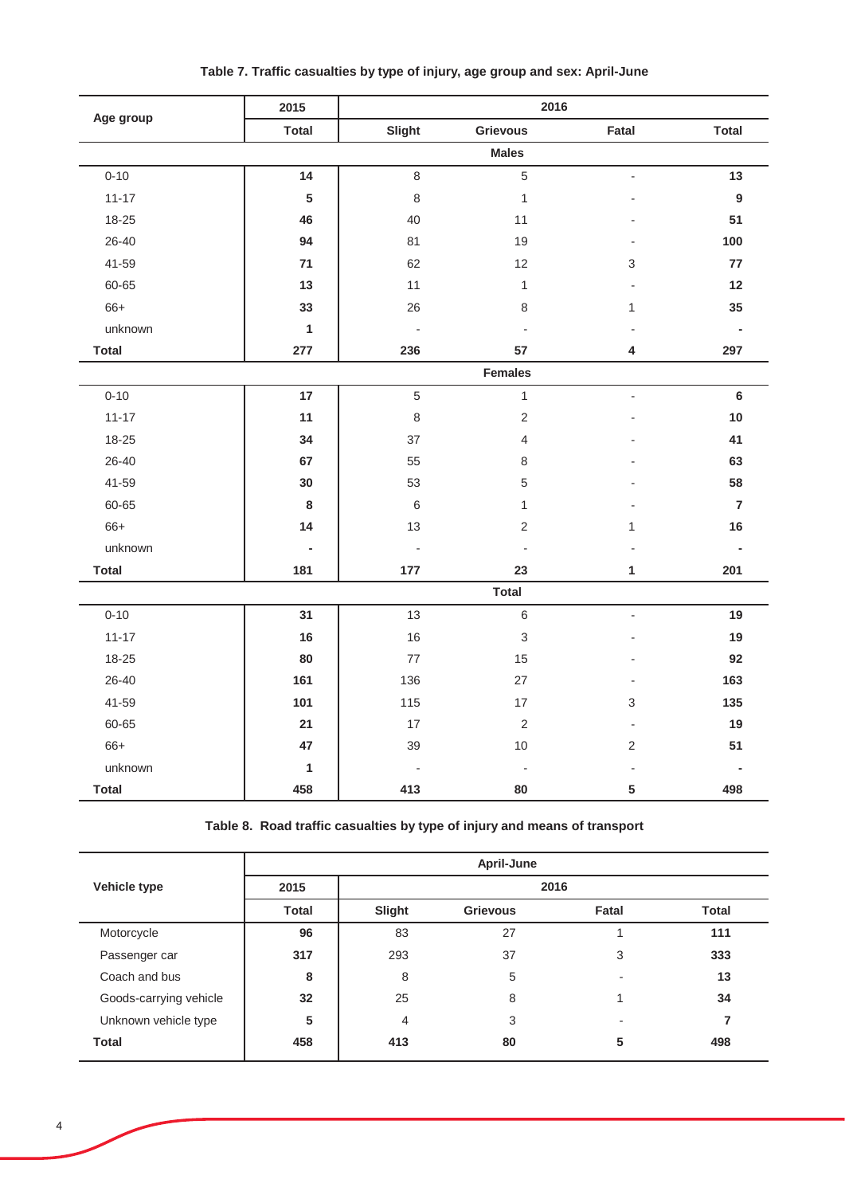**Table 7. Traffic casualties by type of injury, age group and sex: April-June**

| Age group | 2015 | 2016 | | | |
|---|---|---|---|---|---|
| | Total | Slight | Grievous | Fatal | Total |
| | | **Males** | | | |
| 0-10 | **14** | 8 | 5 | - | **13** |
| 11-17 | **5** | 8 | 1 | - | **9** |
| 18-25 | **46** | 40 | 11 | - | **51** |
| 26-40 | **94** | 81 | 19 | - | **100** |
| 41-59 | **71** | 62 | 12 | 3 | **77** |
| 60-65 | **13** | 11 | 1 | - | **12** |
| 66+ | **33** | 26 | 8 | 1 | **35** |
| unknown | **1** | - | - | - | **-** |
| **Total** | **277** | **236** | **57** | **4** | **297** |
| | | **Females** | | | |
| 0-10 | **17** | 5 | 1 | - | **6** |
| 11-17 | **11** | 8 | 2 | - | **10** |
| 18-25 | **34** | 37 | 4 | - | **41** |
| 26-40 | **67** | 55 | 8 | - | **63** |
| 41-59 | **30** | 53 | 5 | - | **58** |
| 60-65 | **8** | 6 | 1 | - | **7** |
| 66+ | **14** | 13 | 2 | 1 | **16** |
| unknown | **-** | - | - | - | **-** |
| **Total** | **181** | **177** | **23** | **1** | **201** |
| | | **Total** | | | |
| 0-10 | **31** | 13 | 6 | - | **19** |
| 11-17 | **16** | 16 | 3 | - | **19** |
| 18-25 | **80** | 77 | 15 | - | **92** |
| 26-40 | **161** | 136 | 27 | - | **163** |
| 41-59 | **101** | 115 | 17 | 3 | **135** |
| 60-65 | **21** | 17 | 2 | - | **19** |
| 66+ | **47** | 39 | 10 | 2 | **51** |
| unknown | **1** | - | - | - | **-** |
| **Total** | **458** | **413** | **80** | **5** | **498** |

**Table 8. Road traffic casualties by type of injury and means of transport**

| Vehicle type | April-June | | | | |
|---|---|---|---|---|---|
| | 2015 | 2016 | | | |
| | Total | Slight | Grievous | Fatal | Total |
| Motorcycle | **96** | 83 | 27 | 1 | **111** |
| Passenger car | **317** | 293 | 37 | 3 | **333** |
| Coach and bus | **8** | 8 | 5 | - | **13** |
| Goods-carrying vehicle | **32** | 25 | 8 | 1 | **34** |
| Unknown vehicle type | **5** | 4 | 3 | - | **7** |
| **Total** | **458** | **413** | **80** | **5** | **498** |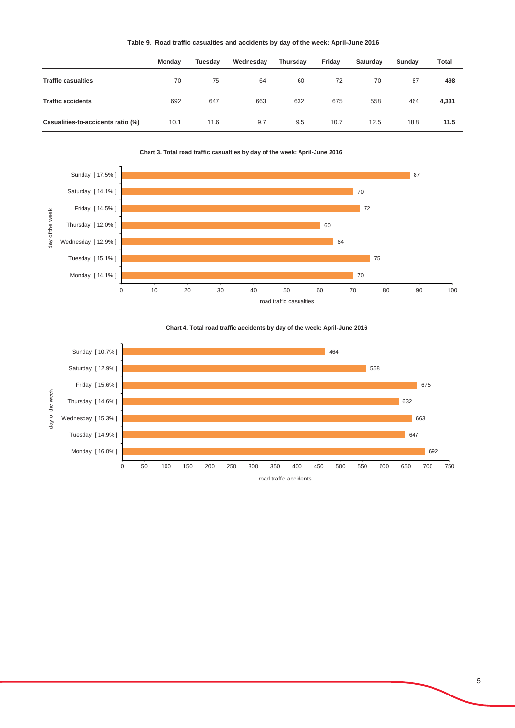**Table 9. Road traffic casualties and accidents by day of the week: April-June 2016**

| | Monday | Tuesday | Wednesday | Thursday | Friday | Saturday | Sunday | Total |
|---|---|---|---|---|---|---|---|---|
| **Traffic casualties** | 70 | 75 | 64 | 60 | 72 | 70 | 87 | **498** |
| **Traffic accidents** | 692 | 647 | 663 | 632 | 675 | 558 | 464 | **4,331** |
| **Casualities-to-accidents ratio (%)** | 10.1 | 11.6 | 9.7 | 9.5 | 10.7 | 12.5 | 18.8 | **11.5** |

**Chart 3. Total road traffic casualties by day of the week: April-June 2016**

| day of the week | road traffic casualties |
|---|---|
| Sunday [ 17.5% ] | 87 |
| Saturday [ 14.1% ] | 70 |
| Friday [ 14.5% ] | 72 |
| Thursday [ 12.0% ] | 60 |
| Wednesday [ 12.9% ] | 64 |
| Tuesday [ 15.1% ] | 75 |
| Monday [ 14.1% ] | 70 |

**Chart 4. Total road traffic accidents by day of the week: April-June 2016**

| day of the week | road traffic accidents |
|---|---|
| Sunday [ 10.7% ] | 464 |
| Saturday [ 12.9% ] | 558 |
| Friday [ 15.6% ] | 675 |
| Thursday [ 14.6% ] | 632 |
| Wednesday [ 15.3% ] | 663 |
| Tuesday [ 14.9% ] | 647 |
| Monday [ 16.0% ] | 692 |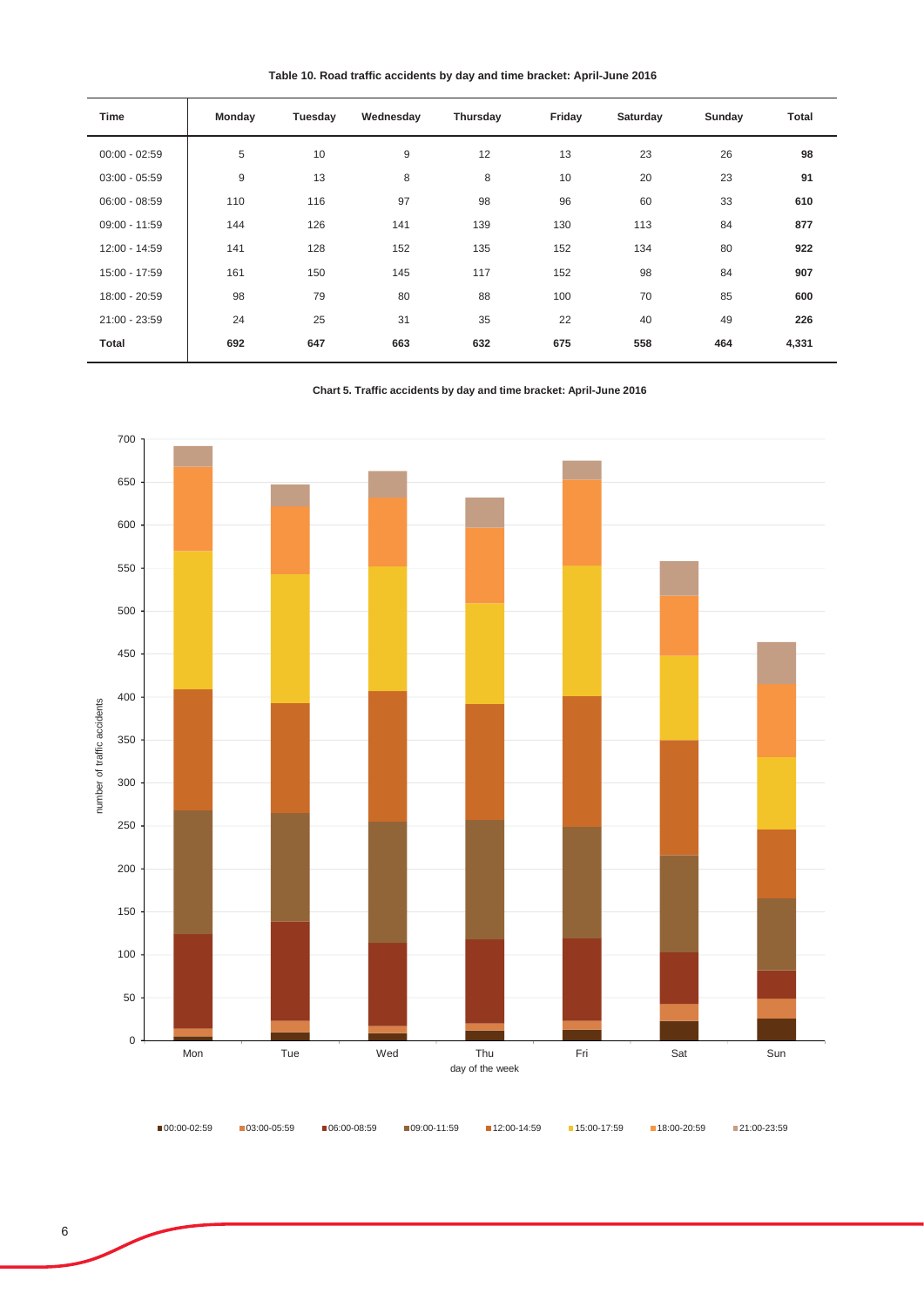**Table 10. Road traffic accidents by day and time bracket: April-June 2016**

| Time | Monday | Tuesday | Wednesday | Thursday | Friday | Saturday | Sunday | Total |
|---|---|---|---|---|---|---|---|---|
| 00:00 - 02:59 | 5 | 10 | 9 | 12 | 13 | 23 | 26 | **98** |
| 03:00 - 05:59 | 9 | 13 | 8 | 8 | 10 | 20 | 23 | **91** |
| 06:00 - 08:59 | 110 | 116 | 97 | 98 | 96 | 60 | 33 | **610** |
| 09:00 - 11:59 | 144 | 126 | 141 | 139 | 130 | 113 | 84 | **877** |
| 12:00 - 14:59 | 141 | 128 | 152 | 135 | 152 | 134 | 80 | **922** |
| 15:00 - 17:59 | 161 | 150 | 145 | 117 | 152 | 98 | 84 | **907** |
| 18:00 - 20:59 | 98 | 79 | 80 | 88 | 100 | 70 | 85 | **600** |
| 21:00 - 23:59 | 24 | 25 | 31 | 35 | 22 | 40 | 49 | **226** |
| **Total** | **692** | **647** | **663** | **632** | **675** | **558** | **464** | **4,331** |

**Chart 5. Traffic accidents by day and time bracket: April-June 2016**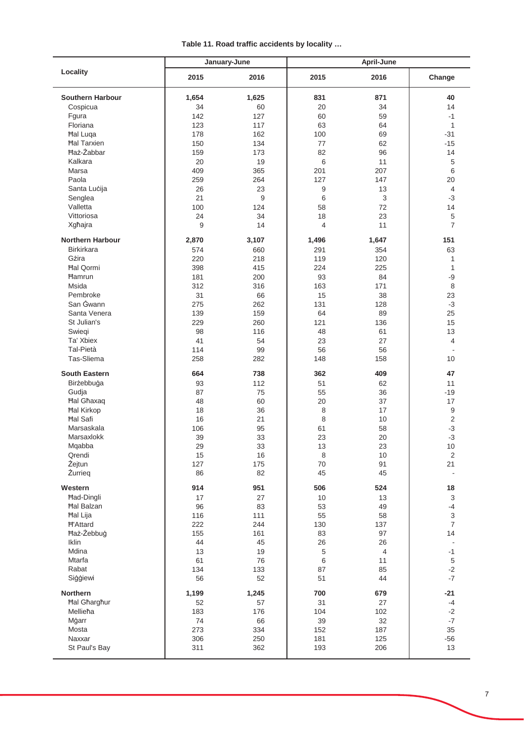**Table 11. Road traffic accidents by locality …**

| Locality | January-June | | April-June | | |
|---|---|---|---|---|---|
| | 2015 | 2016 | 2015 | 2016 | Change |
| **Southern Harbour** | **1,654** | **1,625** | **831** | **871** | **40** |
| Cospicua | 34 | 60 | 20 | 34 | 14 |
| Fgura | 142 | 127 | 60 | 59 | -1 |
| Floriana | 123 | 117 | 63 | 64 | 1 |
| Ħal Luqa | 178 | 162 | 100 | 69 | -31 |
| Ħal Tarxien | 150 | 134 | 77 | 62 | -15 |
| Ħaż-Żabbar | 159 | 173 | 82 | 96 | 14 |
| Kalkara | 20 | 19 | 6 | 11 | 5 |
| Marsa | 409 | 365 | 201 | 207 | 6 |
| Paola | 259 | 264 | 127 | 147 | 20 |
| Santa Luċija | 26 | 23 | 9 | 13 | 4 |
| Senglea | 21 | 9 | 6 | 3 | -3 |
| Valletta | 100 | 124 | 58 | 72 | 14 |
| Vittoriosa | 24 | 34 | 18 | 23 | 5 |
| Xgħajra | 9 | 14 | 4 | 11 | 7 |
| **Northern Harbour** | **2,870** | **3,107** | **1,496** | **1,647** | **151** |
| Birkirkara | 574 | 660 | 291 | 354 | 63 |
| Gżira | 220 | 218 | 119 | 120 | 1 |
| Ħal Qormi | 398 | 415 | 224 | 225 | 1 |
| Ħamrun | 181 | 200 | 93 | 84 | -9 |
| Msida | 312 | 316 | 163 | 171 | 8 |
| Pembroke | 31 | 66 | 15 | 38 | 23 |
| San Ġwann | 275 | 262 | 131 | 128 | -3 |
| Santa Venera | 139 | 159 | 64 | 89 | 25 |
| St Julian's | 229 | 260 | 121 | 136 | 15 |
| Swieqi | 98 | 116 | 48 | 61 | 13 |
| Ta' Xbiex | 41 | 54 | 23 | 27 | 4 |
| Tal-Pietà | 114 | 99 | 56 | 56 | - |
| Tas-Sliema | 258 | 282 | 148 | 158 | 10 |
| **South Eastern** | **664** | **738** | **362** | **409** | **47** |
| Birżebbuġa | 93 | 112 | 51 | 62 | 11 |
| Gudja | 87 | 75 | 55 | 36 | -19 |
| Ħal Għaxaq | 48 | 60 | 20 | 37 | 17 |
| Ħal Kirkop | 18 | 36 | 8 | 17 | 9 |
| Ħal Safi | 16 | 21 | 8 | 10 | 2 |
| Marsaskala | 106 | 95 | 61 | 58 | -3 |
| Marsaxlokk | 39 | 33 | 23 | 20 | -3 |
| Mqabba | 29 | 33 | 13 | 23 | 10 |
| Qrendi | 15 | 16 | 8 | 10 | 2 |
| Żejtun | 127 | 175 | 70 | 91 | 21 |
| Żurrieq | 86 | 82 | 45 | 45 | - |
| **Western** | **914** | **951** | **506** | **524** | **18** |
| Ħad-Dingli | 17 | 27 | 10 | 13 | 3 |
| Ħal Balzan | 96 | 83 | 53 | 49 | -4 |
| Ħal Lija | 116 | 111 | 55 | 58 | 3 |
| Ħ'Attard | 222 | 244 | 130 | 137 | 7 |
| Ħaż-Żebbuġ | 155 | 161 | 83 | 97 | 14 |
| Iklin | 44 | 45 | 26 | 26 | - |
| Mdina | 13 | 19 | 5 | 4 | -1 |
| Mtarfa | 61 | 76 | 6 | 11 | 5 |
| Rabat | 134 | 133 | 87 | 85 | -2 |
| Siġġiewi | 56 | 52 | 51 | 44 | -7 |
| **Northern** | **1,199** | **1,245** | **700** | **679** | **-21** |
| Ħal Għargħur | 52 | 57 | 31 | 27 | -4 |
| Mellieħa | 183 | 176 | 104 | 102 | -2 |
| Mġarr | 74 | 66 | 39 | 32 | -7 |
| Mosta | 273 | 334 | 152 | 187 | 35 |
| Naxxar | 306 | 250 | 181 | 125 | -56 |
| St Paul's Bay | 311 | 362 | 193 | 206 | 13 |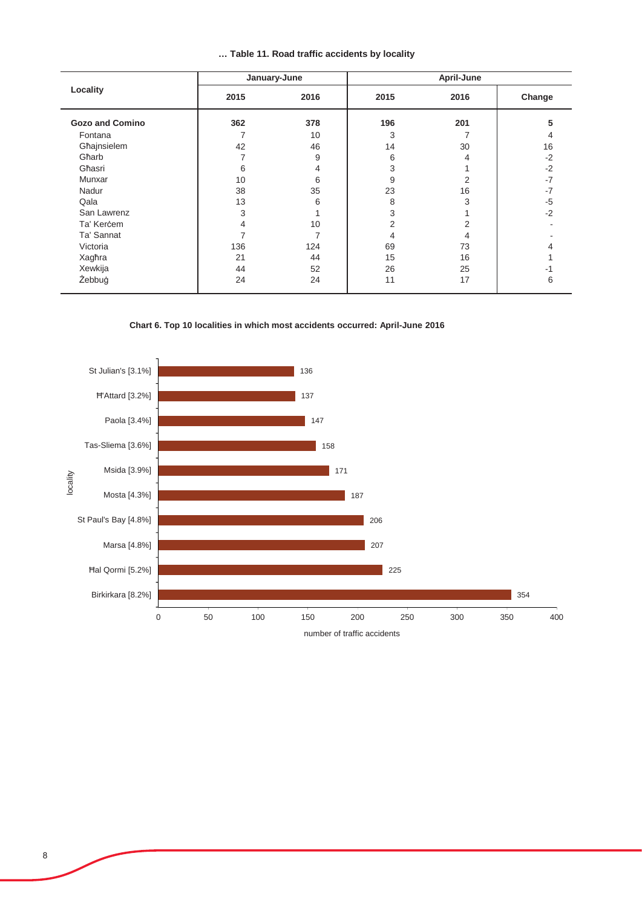**… Table 11. Road traffic accidents by locality**

| Locality | January-June | | April-June | | |
|---|---|---|---|---|---|
| | 2015 | 2016 | 2015 | 2016 | Change |
| **Gozo and Comino** | **362** | **378** | **196** | **201** | **5** |
| Fontana | 7 | 10 | 3 | 7 | 4 |
| Għajnsielem | 42 | 46 | 14 | 30 | 16 |
| Għarb | 7 | 9 | 6 | 4 | -2 |
| Għasri | 6 | 4 | 3 | 1 | -2 |
| Munxar | 10 | 6 | 9 | 2 | -7 |
| Nadur | 38 | 35 | 23 | 16 | -7 |
| Qala | 13 | 6 | 8 | 3 | -5 |
| San Lawrenz | 3 | 1 | 3 | 1 | -2 |
| Ta' Kerċem | 4 | 10 | 2 | 2 | - |
| Ta' Sannat | 7 | 7 | 4 | 4 | - |
| Victoria | 136 | 124 | 69 | 73 | 4 |
| Xagħra | 21 | 44 | 15 | 16 | 1 |
| Xewkija | 44 | 52 | 26 | 25 | -1 |
| Żebbuġ | 24 | 24 | 11 | 17 | 6 |

**Chart 6. Top 10 localities in which most accidents occurred: April-June 2016**

| locality | number of traffic accidents |
|---|---|
| St Julian's [3.1%] | 136 |
| Ħ'Attard [3.2%] | 137 |
| Paola [3.4%] | 147 |
| Tas-Sliema [3.6%] | 158 |
| Msida [3.9%] | 171 |
| Mosta [4.3%] | 187 |
| St Paul's Bay [4.8%] | 206 |
| Marsa [4.8%] | 207 |
| Ħal Qormi [5.2%] | 225 |
| Birkirkara [8.2%] | 354 |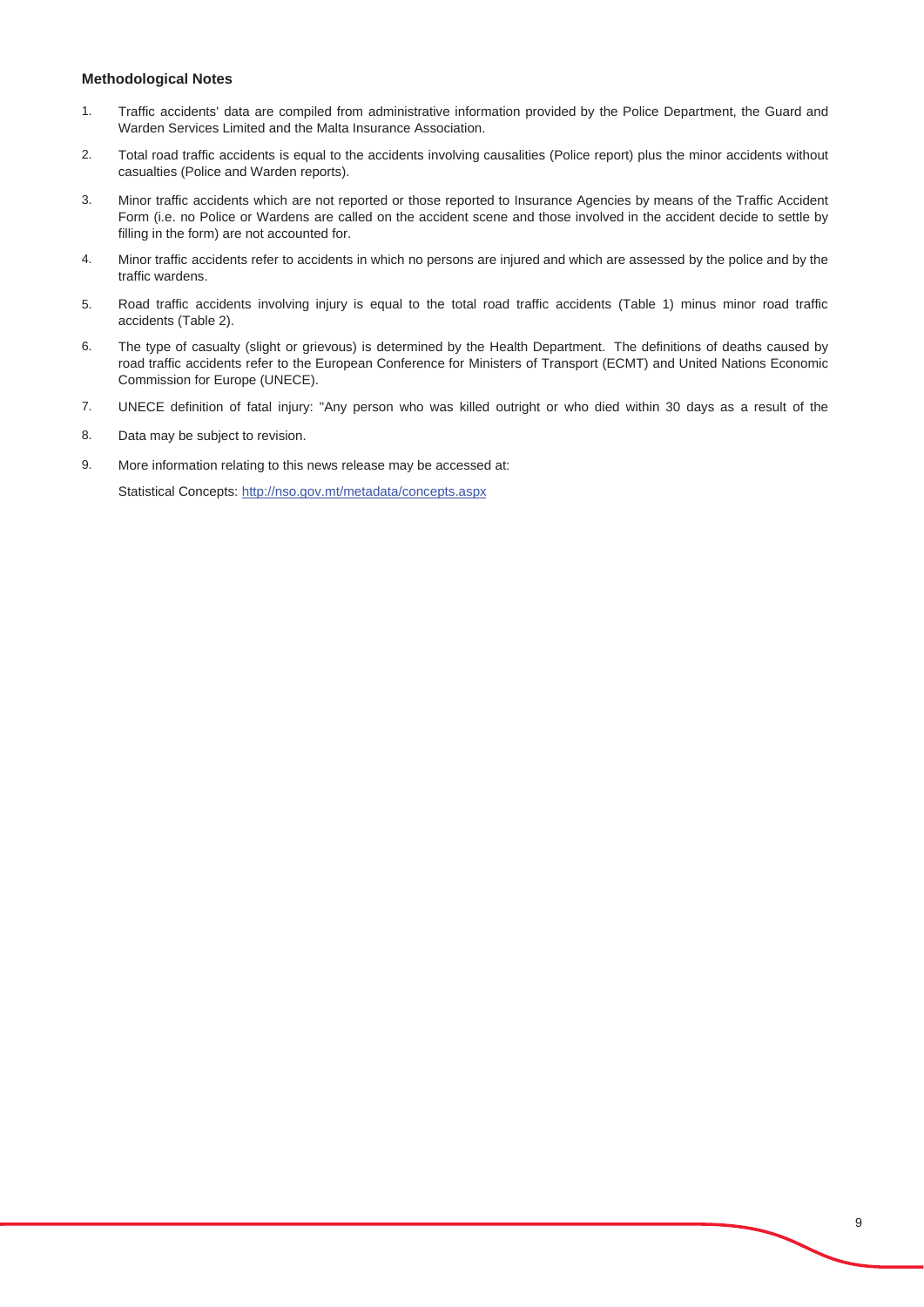**Methodological Notes**

1. Traffic accidents' data are compiled from administrative information provided by the Police Department, the Guard and Warden Services Limited and the Malta Insurance Association.

2. Total road traffic accidents is equal to the accidents involving causalities (Police report) plus the minor accidents without casualties (Police and Warden reports).

3. Minor traffic accidents which are not reported or those reported to Insurance Agencies by means of the Traffic Accident Form (i.e. no Police or Wardens are called on the accident scene and those involved in the accident decide to settle by filling in the form) are not accounted for.

4. Minor traffic accidents refer to accidents in which no persons are injured and which are assessed by the police and by the traffic wardens.

5. Road traffic accidents involving injury is equal to the total road traffic accidents (Table 1) minus minor road traffic accidents (Table 2).

6. The type of casualty (slight or grievous) is determined by the Health Department. The definitions of deaths caused by road traffic accidents refer to the European Conference for Ministers of Transport (ECMT) and United Nations Economic Commission for Europe (UNECE).

7. UNECE definition of fatal injury: "Any person who was killed outright or who died within 30 days as a result of the

8. Data may be subject to revision.

9. More information relating to this news release may be accessed at:

   Statistical Concepts: http://nso.gov.mt/metadata/concepts.aspx